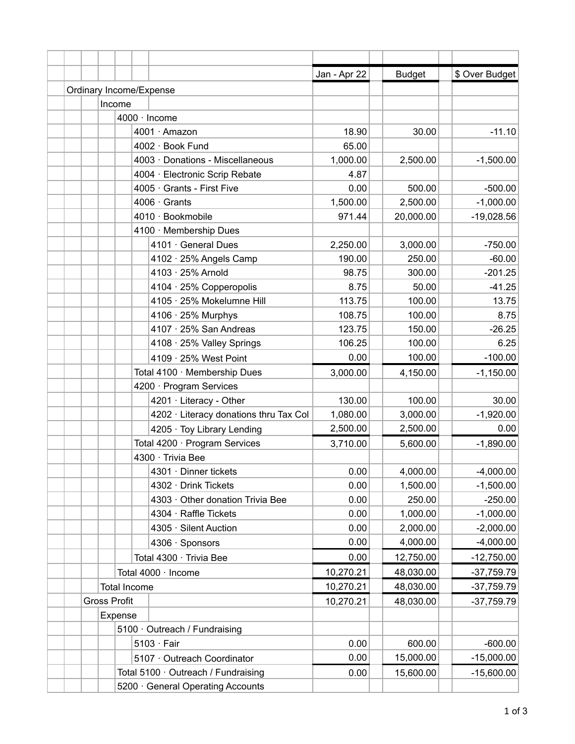| | Jan - Apr 22 | Budget | $ Over Budget |
|---|---|---|---|
| Ordinary Income/Expense | | | |
| Income | | | |
| 4000 · Income | | | |
| 4001 · Amazon | 18.90 | 30.00 | -11.10 |
| 4002 · Book Fund | 65.00 | | |
| 4003 · Donations - Miscellaneous | 1,000.00 | 2,500.00 | -1,500.00 |
| 4004 · Electronic Scrip Rebate | 4.87 | | |
| 4005 · Grants - First Five | 0.00 | 500.00 | -500.00 |
| 4006 · Grants | 1,500.00 | 2,500.00 | -1,000.00 |
| 4010 · Bookmobile | 971.44 | 20,000.00 | -19,028.56 |
| 4100 · Membership Dues | | | |
| 4101 · General Dues | 2,250.00 | 3,000.00 | -750.00 |
| 4102 · 25% Angels Camp | 190.00 | 250.00 | -60.00 |
| 4103 · 25% Arnold | 98.75 | 300.00 | -201.25 |
| 4104 · 25% Copperopolis | 8.75 | 50.00 | -41.25 |
| 4105 · 25% Mokelumne Hill | 113.75 | 100.00 | 13.75 |
| 4106 · 25% Murphys | 108.75 | 100.00 | 8.75 |
| 4107 · 25% San Andreas | 123.75 | 150.00 | -26.25 |
| 4108 · 25% Valley Springs | 106.25 | 100.00 | 6.25 |
| 4109 · 25% West Point | 0.00 | 100.00 | -100.00 |
| Total 4100 · Membership Dues | 3,000.00 | 4,150.00 | -1,150.00 |
| 4200 · Program Services | | | |
| 4201 · Literacy - Other | 130.00 | 100.00 | 30.00 |
| 4202 · Literacy donations thru Tax Col | 1,080.00 | 3,000.00 | -1,920.00 |
| 4205 · Toy Library Lending | 2,500.00 | 2,500.00 | 0.00 |
| Total 4200 · Program Services | 3,710.00 | 5,600.00 | -1,890.00 |
| 4300 · Trivia Bee | | | |
| 4301 · Dinner tickets | 0.00 | 4,000.00 | -4,000.00 |
| 4302 · Drink Tickets | 0.00 | 1,500.00 | -1,500.00 |
| 4303 · Other donation Trivia Bee | 0.00 | 250.00 | -250.00 |
| 4304 · Raffle Tickets | 0.00 | 1,000.00 | -1,000.00 |
| 4305 · Silent Auction | 0.00 | 2,000.00 | -2,000.00 |
| 4306 · Sponsors | 0.00 | 4,000.00 | -4,000.00 |
| Total 4300 · Trivia Bee | 0.00 | 12,750.00 | -12,750.00 |
| Total 4000 · Income | 10,270.21 | 48,030.00 | -37,759.79 |
| Total Income | 10,270.21 | 48,030.00 | -37,759.79 |
| Gross Profit | 10,270.21 | 48,030.00 | -37,759.79 |
| Expense | | | |
| 5100 · Outreach / Fundraising | | | |
| 5103 · Fair | 0.00 | 600.00 | -600.00 |
| 5107 · Outreach Coordinator | 0.00 | 15,000.00 | -15,000.00 |
| Total 5100 · Outreach / Fundraising | 0.00 | 15,600.00 | -15,600.00 |
| 5200 · General Operating Accounts | | | |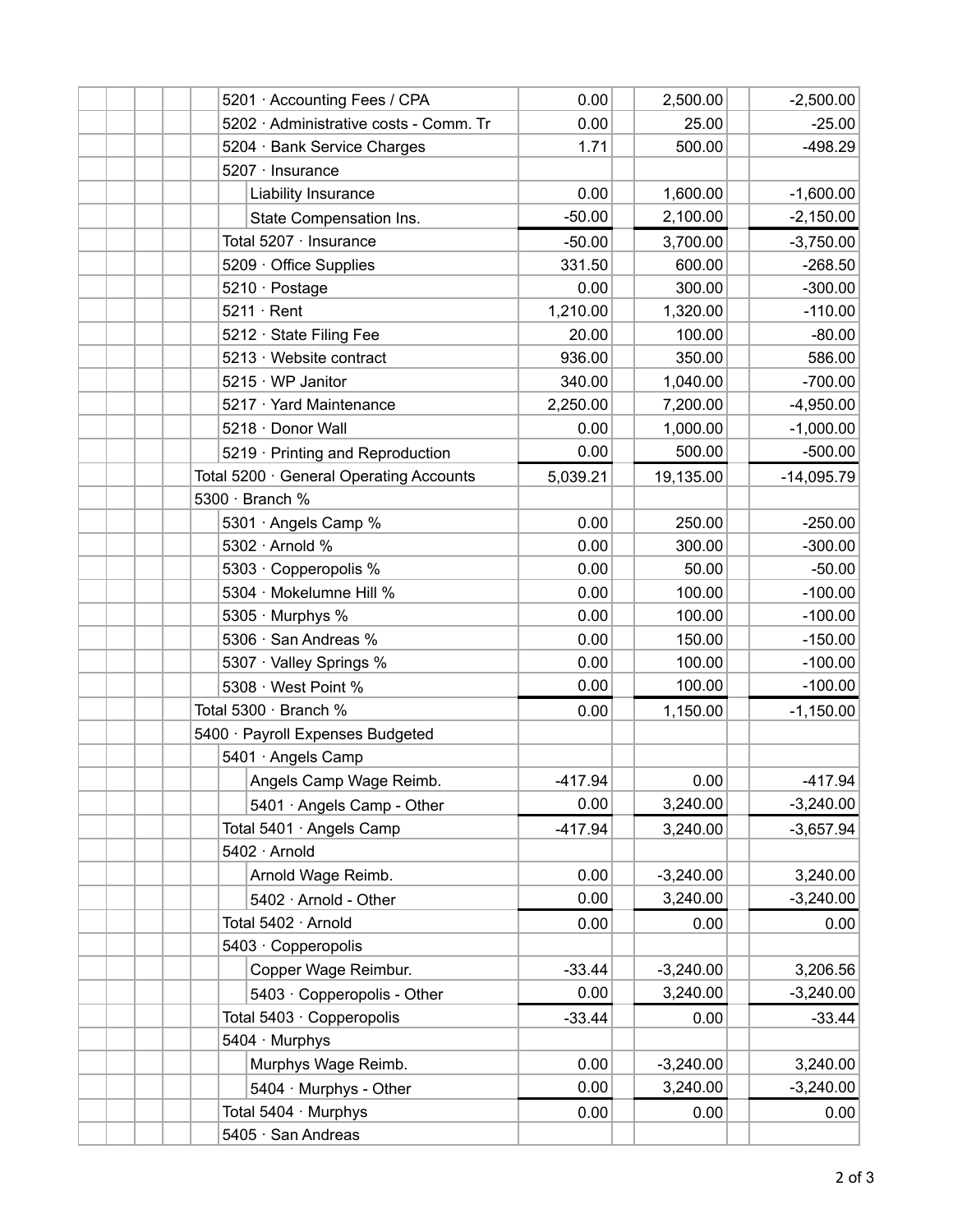| Account | Actual | Budget | Over/Under Budget |
|---|---|---|---|
| 5201 · Accounting Fees / CPA | 0.00 | 2,500.00 | -2,500.00 |
| 5202 · Administrative costs - Comm. Tr | 0.00 | 25.00 | -25.00 |
| 5204 · Bank Service Charges | 1.71 | 500.00 | -498.29 |
| 5207 · Insurance | | | |
| Liability Insurance | 0.00 | 1,600.00 | -1,600.00 |
| State Compensation Ins. | -50.00 | 2,100.00 | -2,150.00 |
| Total 5207 · Insurance | -50.00 | 3,700.00 | -3,750.00 |
| 5209 · Office Supplies | 331.50 | 600.00 | -268.50 |
| 5210 · Postage | 0.00 | 300.00 | -300.00 |
| 5211 · Rent | 1,210.00 | 1,320.00 | -110.00 |
| 5212 · State Filing Fee | 20.00 | 100.00 | -80.00 |
| 5213 · Website contract | 936.00 | 350.00 | 586.00 |
| 5215 · WP Janitor | 340.00 | 1,040.00 | -700.00 |
| 5217 · Yard Maintenance | 2,250.00 | 7,200.00 | -4,950.00 |
| 5218 · Donor Wall | 0.00 | 1,000.00 | -1,000.00 |
| 5219 · Printing and Reproduction | 0.00 | 500.00 | -500.00 |
| Total 5200 · General Operating Accounts | 5,039.21 | 19,135.00 | -14,095.79 |
| 5300 · Branch % | | | |
| 5301 · Angels Camp % | 0.00 | 250.00 | -250.00 |
| 5302 · Arnold % | 0.00 | 300.00 | -300.00 |
| 5303 · Copperopolis % | 0.00 | 50.00 | -50.00 |
| 5304 · Mokelumne Hill % | 0.00 | 100.00 | -100.00 |
| 5305 · Murphys % | 0.00 | 100.00 | -100.00 |
| 5306 · San Andreas % | 0.00 | 150.00 | -150.00 |
| 5307 · Valley Springs % | 0.00 | 100.00 | -100.00 |
| 5308 · West Point % | 0.00 | 100.00 | -100.00 |
| Total 5300 · Branch % | 0.00 | 1,150.00 | -1,150.00 |
| 5400 · Payroll Expenses Budgeted | | | |
| 5401 · Angels Camp | | | |
| Angels Camp Wage Reimb. | -417.94 | 0.00 | -417.94 |
| 5401 · Angels Camp - Other | 0.00 | 3,240.00 | -3,240.00 |
| Total 5401 · Angels Camp | -417.94 | 3,240.00 | -3,657.94 |
| 5402 · Arnold | | | |
| Arnold Wage Reimb. | 0.00 | -3,240.00 | 3,240.00 |
| 5402 · Arnold - Other | 0.00 | 3,240.00 | -3,240.00 |
| Total 5402 · Arnold | 0.00 | 0.00 | 0.00 |
| 5403 · Copperopolis | | | |
| Copper Wage Reimbur. | -33.44 | -3,240.00 | 3,206.56 |
| 5403 · Copperopolis - Other | 0.00 | 3,240.00 | -3,240.00 |
| Total 5403 · Copperopolis | -33.44 | 0.00 | -33.44 |
| 5404 · Murphys | | | |
| Murphys Wage Reimb. | 0.00 | -3,240.00 | 3,240.00 |
| 5404 · Murphys - Other | 0.00 | 3,240.00 | -3,240.00 |
| Total 5404 · Murphys | 0.00 | 0.00 | 0.00 |
| 5405 · San Andreas | | | |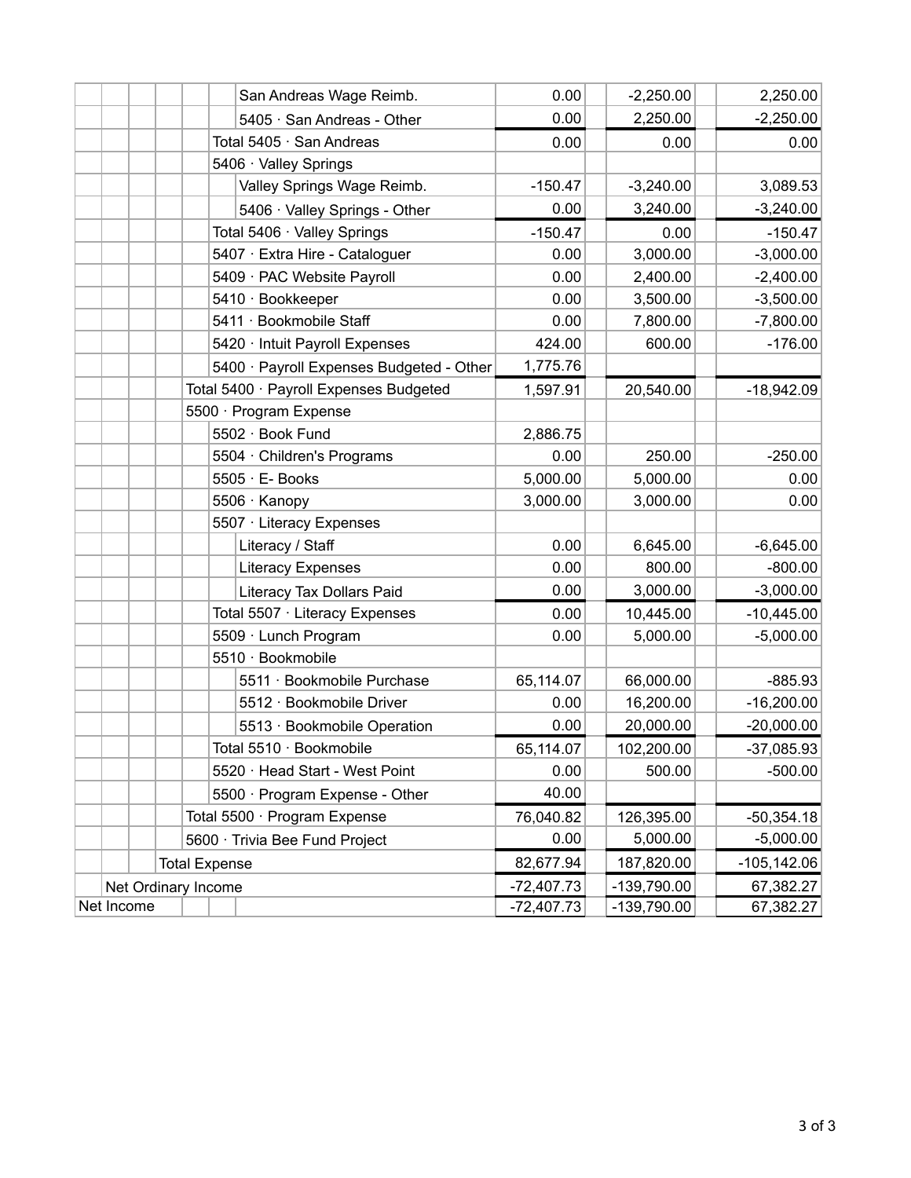| | | | |
|---|---|---|---|
| San Andreas Wage Reimb. | 0.00 | -2,250.00 | 2,250.00 |
| 5405 · San Andreas - Other | 0.00 | 2,250.00 | -2,250.00 |
| Total 5405 · San Andreas | 0.00 | 0.00 | 0.00 |
| 5406 · Valley Springs | | | |
| Valley Springs Wage Reimb. | -150.47 | -3,240.00 | 3,089.53 |
| 5406 · Valley Springs - Other | 0.00 | 3,240.00 | -3,240.00 |
| Total 5406 · Valley Springs | -150.47 | 0.00 | -150.47 |
| 5407 · Extra Hire - Cataloguer | 0.00 | 3,000.00 | -3,000.00 |
| 5409 · PAC Website Payroll | 0.00 | 2,400.00 | -2,400.00 |
| 5410 · Bookkeeper | 0.00 | 3,500.00 | -3,500.00 |
| 5411 · Bookmobile Staff | 0.00 | 7,800.00 | -7,800.00 |
| 5420 · Intuit Payroll Expenses | 424.00 | 600.00 | -176.00 |
| 5400 · Payroll Expenses Budgeted - Other | 1,775.76 | | |
| Total 5400 · Payroll Expenses Budgeted | 1,597.91 | 20,540.00 | -18,942.09 |
| 5500 · Program Expense | | | |
| 5502 · Book Fund | 2,886.75 | | |
| 5504 · Children's Programs | 0.00 | 250.00 | -250.00 |
| 5505 · E- Books | 5,000.00 | 5,000.00 | 0.00 |
| 5506 · Kanopy | 3,000.00 | 3,000.00 | 0.00 |
| 5507 · Literacy Expenses | | | |
| Literacy / Staff | 0.00 | 6,645.00 | -6,645.00 |
| Literacy Expenses | 0.00 | 800.00 | -800.00 |
| Literacy Tax Dollars Paid | 0.00 | 3,000.00 | -3,000.00 |
| Total 5507 · Literacy Expenses | 0.00 | 10,445.00 | -10,445.00 |
| 5509 · Lunch Program | 0.00 | 5,000.00 | -5,000.00 |
| 5510 · Bookmobile | | | |
| 5511 · Bookmobile Purchase | 65,114.07 | 66,000.00 | -885.93 |
| 5512 · Bookmobile Driver | 0.00 | 16,200.00 | -16,200.00 |
| 5513 · Bookmobile Operation | 0.00 | 20,000.00 | -20,000.00 |
| Total 5510 · Bookmobile | 65,114.07 | 102,200.00 | -37,085.93 |
| 5520 · Head Start - West Point | 0.00 | 500.00 | -500.00 |
| 5500 · Program Expense - Other | 40.00 | | |
| Total 5500 · Program Expense | 76,040.82 | 126,395.00 | -50,354.18 |
| 5600 · Trivia Bee Fund Project | 0.00 | 5,000.00 | -5,000.00 |
| Total Expense | 82,677.94 | 187,820.00 | -105,142.06 |
| Net Ordinary Income | -72,407.73 | -139,790.00 | 67,382.27 |
| Net Income | -72,407.73 | -139,790.00 | 67,382.27 |